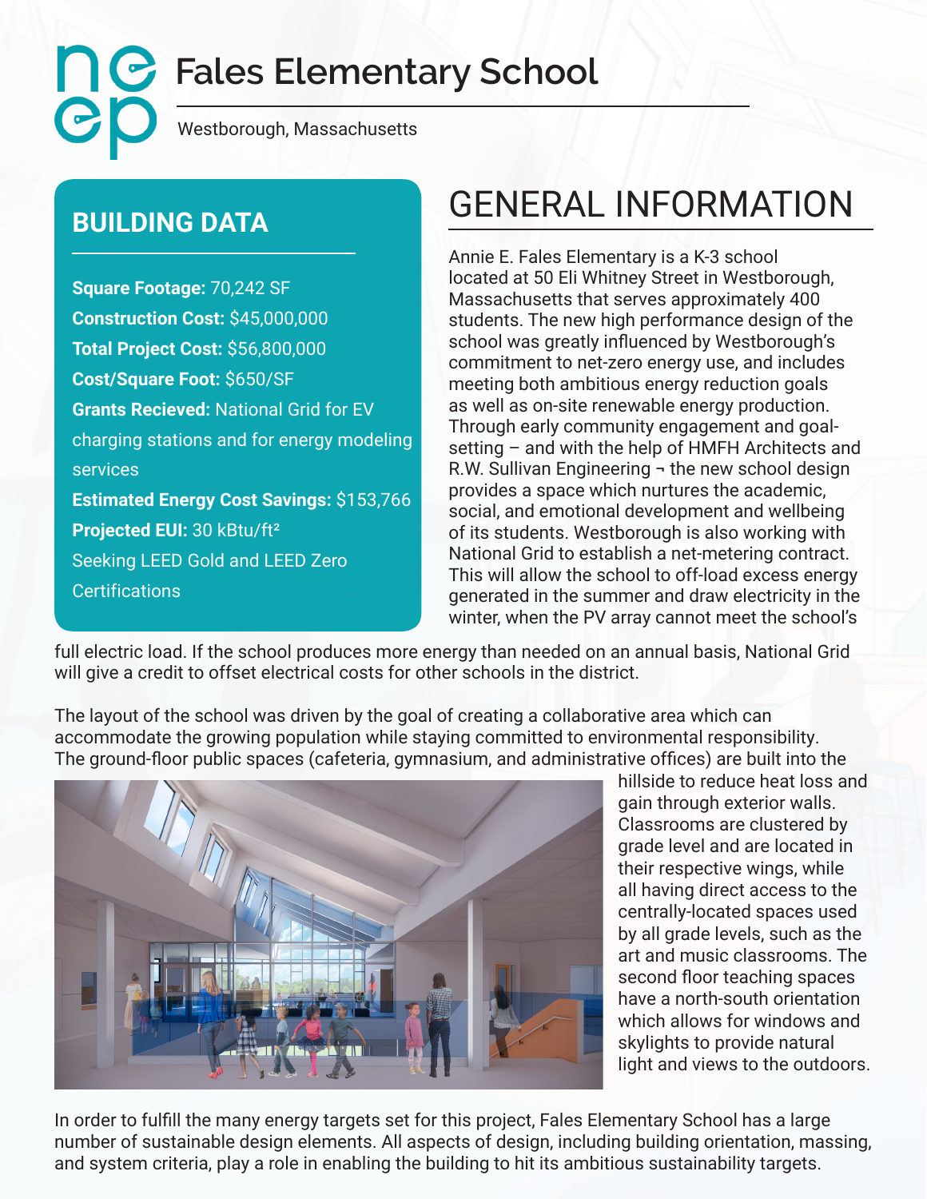# Fales Elementary School

Westborough, Massachusetts

## BUILDING DATA

**Square Footage:** 70,242 SF

**Construction Cost:** $45,000,000

**Total Project Cost:** $56,800,000

**Cost/Square Foot:** $650/SF

**Grants Recieved:** National Grid for EV charging stations and for energy modeling services

**Estimated Energy Cost Savings:** $153,766

**Projected EUI:** 30 kBtu/ft²

Seeking LEED Gold and LEED Zero Certifications

## GENERAL INFORMATION

Annie E. Fales Elementary is a K-3 school located at 50 Eli Whitney Street in Westborough, Massachusetts that serves approximately 400 students. The new high performance design of the school was greatly influenced by Westborough's commitment to net-zero energy use, and includes meeting both ambitious energy reduction goals as well as on-site renewable energy production. Through early community engagement and goal-setting – and with the help of HMFH Architects and R.W. Sullivan Engineering ¬ the new school design provides a space which nurtures the academic, social, and emotional development and wellbeing of its students. Westborough is also working with National Grid to establish a net-metering contract. This will allow the school to off-load excess energy generated in the summer and draw electricity in the winter, when the PV array cannot meet the school's full electric load. If the school produces more energy than needed on an annual basis, National Grid will give a credit to offset electrical costs for other schools in the district.

The layout of the school was driven by the goal of creating a collaborative area which can accommodate the growing population while staying committed to environmental responsibility. The ground-floor public spaces (cafeteria, gymnasium, and administrative offices) are built into the hillside to reduce heat loss and gain through exterior walls. Classrooms are clustered by grade level and are located in their respective wings, while all having direct access to the centrally-located spaces used by all grade levels, such as the art and music classrooms. The second floor teaching spaces have a north-south orientation which allows for windows and skylights to provide natural light and views to the outdoors.

In order to fulfill the many energy targets set for this project, Fales Elementary School has a large number of sustainable design elements. All aspects of design, including building orientation, massing, and system criteria, play a role in enabling the building to hit its ambitious sustainability targets.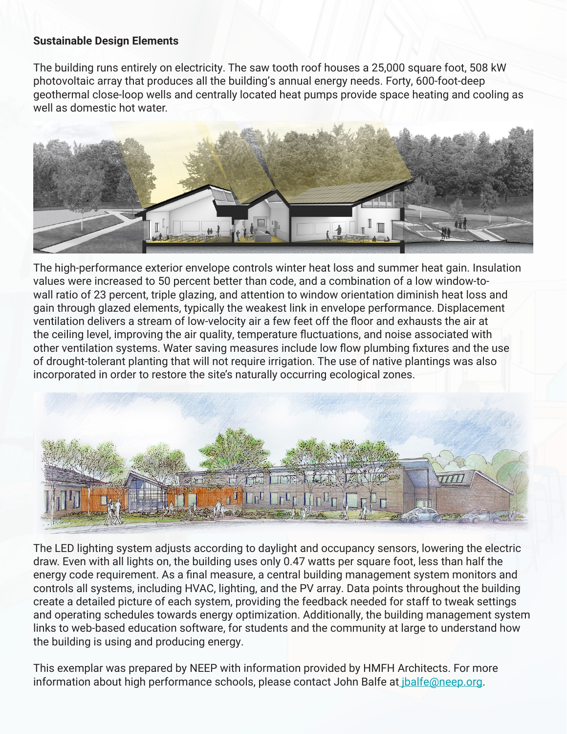**Sustainable Design Elements**

The building runs entirely on electricity. The saw tooth roof houses a 25,000 square foot, 508 kW photovoltaic array that produces all the building's annual energy needs. Forty, 600-foot-deep geothermal close-loop wells and centrally located heat pumps provide space heating and cooling as well as domestic hot water.

The high-performance exterior envelope controls winter heat loss and summer heat gain. Insulation values were increased to 50 percent better than code, and a combination of a low window-to-wall ratio of 23 percent, triple glazing, and attention to window orientation diminish heat loss and gain through glazed elements, typically the weakest link in envelope performance. Displacement ventilation delivers a stream of low-velocity air a few feet off the floor and exhausts the air at the ceiling level, improving the air quality, temperature fluctuations, and noise associated with other ventilation systems. Water saving measures include low flow plumbing fixtures and the use of drought-tolerant planting that will not require irrigation. The use of native plantings was also incorporated in order to restore the site's naturally occurring ecological zones.

The LED lighting system adjusts according to daylight and occupancy sensors, lowering the electric draw. Even with all lights on, the building uses only 0.47 watts per square foot, less than half the energy code requirement. As a final measure, a central building management system monitors and controls all systems, including HVAC, lighting, and the PV array. Data points throughout the building create a detailed picture of each system, providing the feedback needed for staff to tweak settings and operating schedules towards energy optimization. Additionally, the building management system links to web-based education software, for students and the community at large to understand how the building is using and producing energy.

This exemplar was prepared by NEEP with information provided by HMFH Architects. For more information about high performance schools, please contact John Balfe at jbalfe@neep.org.